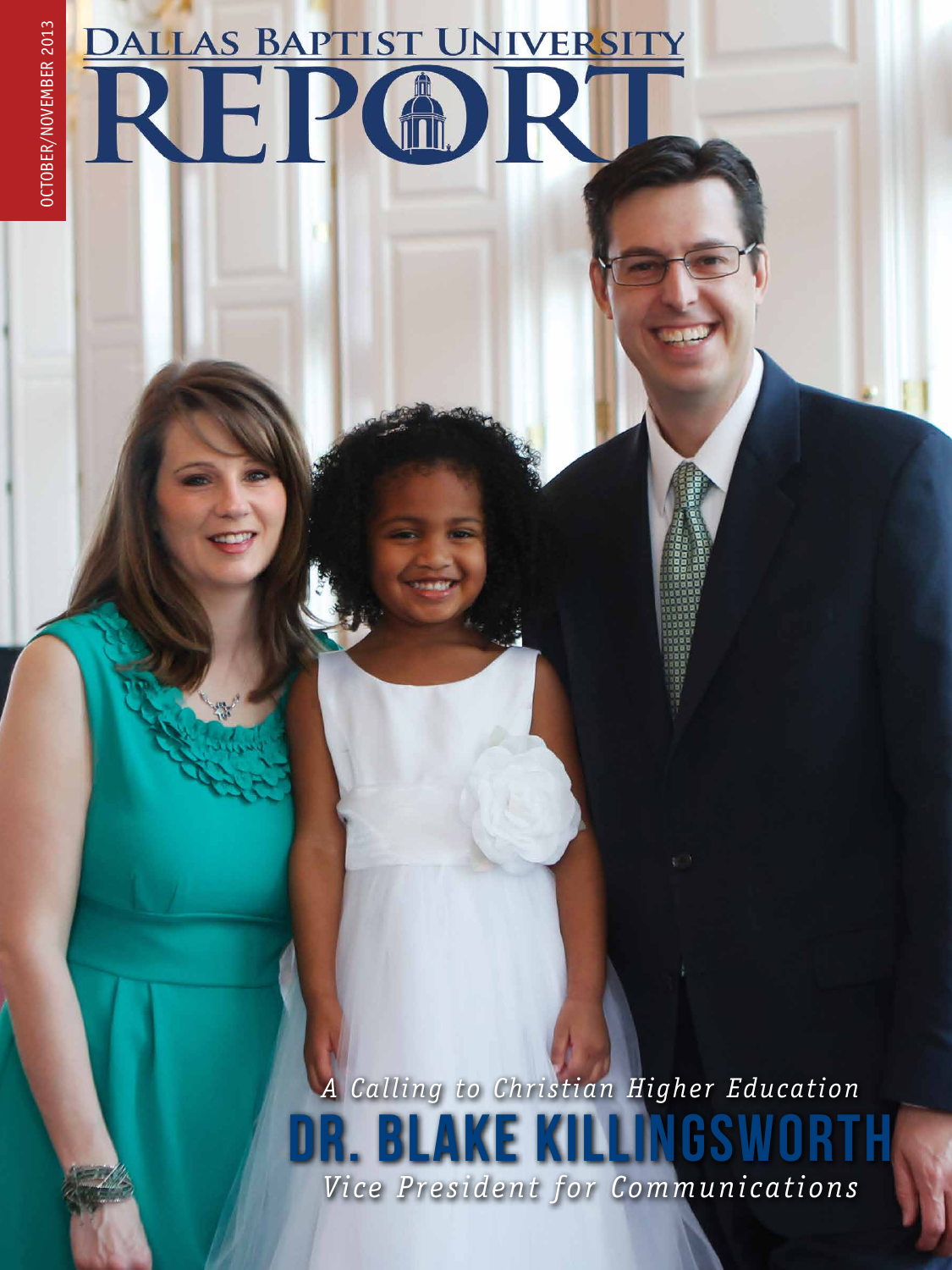OCTOBER/NOVEMBER 2013

# DALLAS BAPTIST UNIVERSITY REPORT

*A Calling to Christian Higher Education*

## DR. BLAKE KILLINGSWORTH

*Vice President for Communications*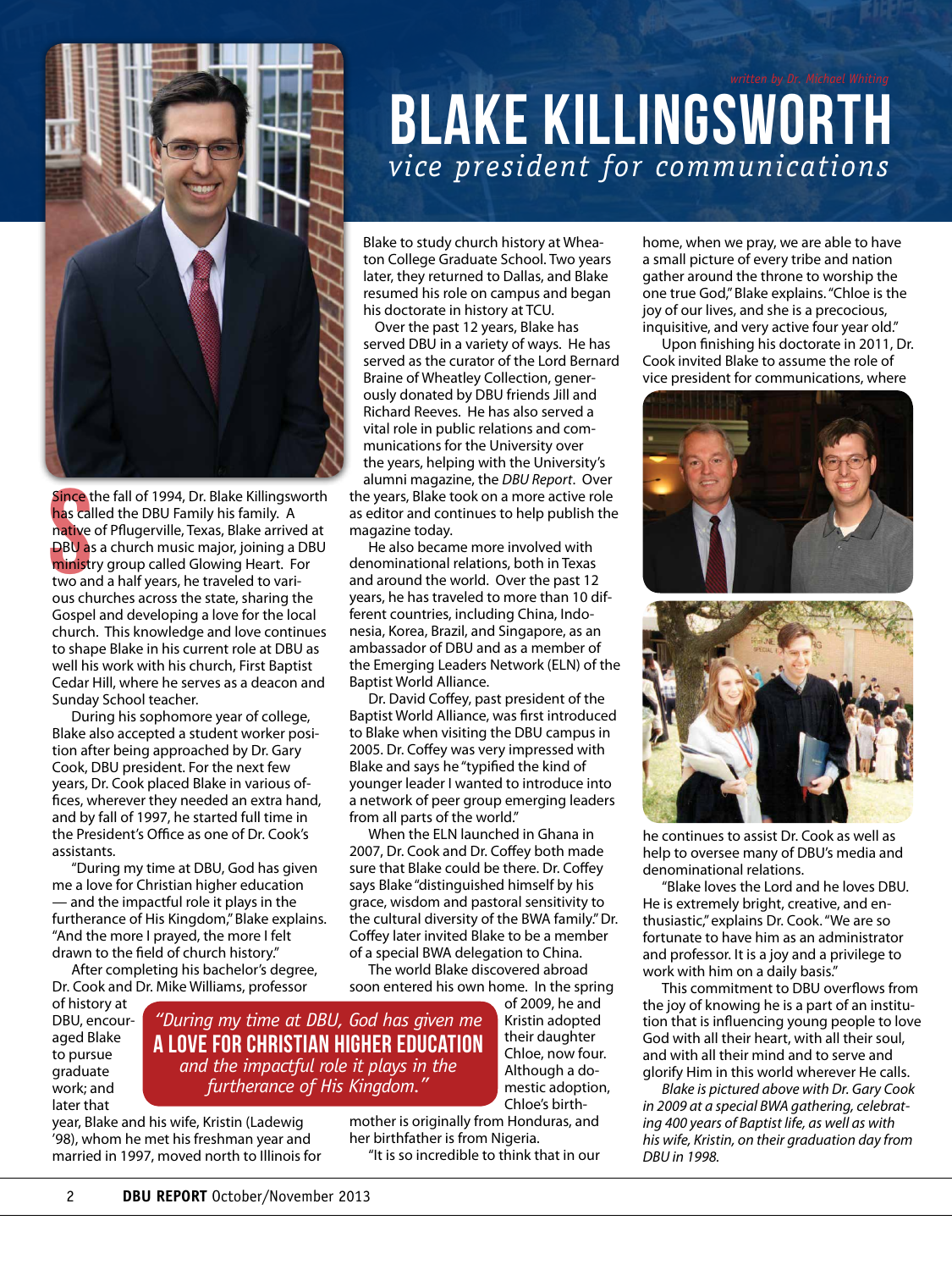*written by Dr. Michael Whiting*

# BLAKE KILLINGSWORTH

## *vice president for communications*

Since the fall of 1994, Dr. Blake Killingsworth has called the DBU Family his family. A native of Pflugerville, Texas, Blake arrived at DBU as a church music major, joining a DBU ministry group called Glowing Heart. For two and a half years, he traveled to various churches across the state, sharing the Gospel and developing a love for the local church. This knowledge and love continues to shape Blake in his current role at DBU as well his work with his church, First Baptist Cedar Hill, where he serves as a deacon and Sunday School teacher.

During his sophomore year of college, Blake also accepted a student worker position after being approached by Dr. Gary Cook, DBU president. For the next few years, Dr. Cook placed Blake in various offices, wherever they needed an extra hand, and by fall of 1997, he started full time in the President's Office as one of Dr. Cook's assistants.

"During my time at DBU, God has given me a love for Christian higher education — and the impactful role it plays in the furtherance of His Kingdom," Blake explains. "And the more I prayed, the more I felt drawn to the field of church history."

After completing his bachelor's degree, Dr. Cook and Dr. Mike Williams, professor of history at DBU, encouraged Blake to pursue graduate work; and later that year, Blake and his wife, Kristin (Ladewig '98), whom he met his freshman year and married in 1997, moved north to Illinois for Blake to study church history at Wheaton College Graduate School. Two years later, they returned to Dallas, and Blake resumed his role on campus and began his doctorate in history at TCU.

> *"During my time at DBU, God has given me* **A LOVE FOR CHRISTIAN HIGHER EDUCATION** *and the impactful role it plays in the furtherance of His Kingdom."*

Over the past 12 years, Blake has served DBU in a variety of ways. He has served as the curator of the Lord Bernard Braine of Wheatley Collection, generously donated by DBU friends Jill and Richard Reeves. He has also served a vital role in public relations and communications for the University over the years, helping with the University's alumni magazine, the *DBU Report*. Over the years, Blake took on a more active role as editor and continues to help publish the magazine today.

He also became more involved with denominational relations, both in Texas and around the world. Over the past 12 years, he has traveled to more than 10 different countries, including China, Indonesia, Korea, Brazil, and Singapore, as an ambassador of DBU and as a member of the Emerging Leaders Network (ELN) of the Baptist World Alliance.

Dr. David Coffey, past president of the Baptist World Alliance, was first introduced to Blake when visiting the DBU campus in 2005. Dr. Coffey was very impressed with Blake and says he "typified the kind of younger leader I wanted to introduce into a network of peer group emerging leaders from all parts of the world."

When the ELN launched in Ghana in 2007, Dr. Cook and Dr. Coffey both made sure that Blake could be there. Dr. Coffey says Blake "distinguished himself by his grace, wisdom and pastoral sensitivity to the cultural diversity of the BWA family." Dr. Coffey later invited Blake to be a member of a special BWA delegation to China.

The world Blake discovered abroad soon entered his own home. In the spring of 2009, he and Kristin adopted their daughter Chloe, now four. Although a domestic adoption, Chloe's birthmother is originally from Honduras, and her birthfather is from Nigeria.

"It is so incredible to think that in our home, when we pray, we are able to have a small picture of every tribe and nation gather around the throne to worship the one true God," Blake explains. "Chloe is the joy of our lives, and she is a precocious, inquisitive, and very active four year old."

Upon finishing his doctorate in 2011, Dr. Cook invited Blake to assume the role of vice president for communications, where he continues to assist Dr. Cook as well as help to oversee many of DBU's media and denominational relations.

"Blake loves the Lord and he loves DBU. He is extremely bright, creative, and enthusiastic," explains Dr. Cook. "We are so fortunate to have him as an administrator and professor. It is a joy and a privilege to work with him on a daily basis."

This commitment to DBU overflows from the joy of knowing he is a part of an institution that is influencing young people to love God with all their heart, with all their soul, and with all their mind and to serve and glorify Him in this world wherever He calls.

*Blake is pictured above with Dr. Gary Cook in 2009 at a special BWA gathering, celebrating 400 years of Baptist life, as well as with his wife, Kristin, on their graduation day from DBU in 1998.*